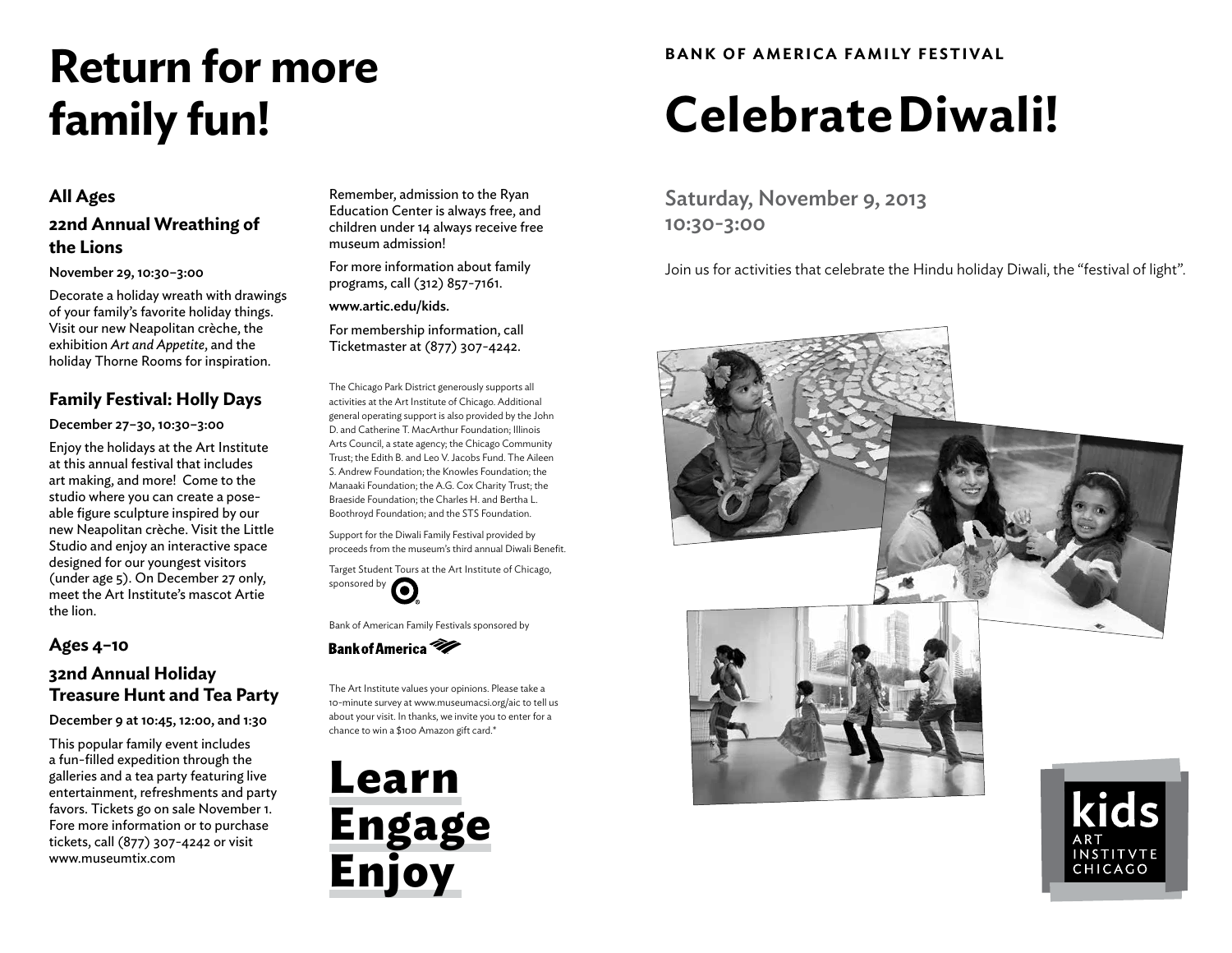# Return for more family fun!

### All Ages

### 22nd Annual Wreathing of the Lions

**November 29, 10:30–3:00**

Decorate a holiday wreath with drawings of your family's favorite holiday things. Visit our new Neapolitan crèche, the exhibition *Art and Appetite*, and the holiday Thorne Rooms for inspiration.

### Family Festival: Holly Days

**December 27–30, 10:30–3:00**

Enjoy the holidays at the Art Institute at this annual festival that includes art making, and more! Come to the studio where you can create a pose-able figure sculpture inspired by our new Neapolitan crèche. Visit the Little Studio and enjoy an interactive space designed for our youngest visitors (under age 5). On December 27 only, meet the Art Institute's mascot Artie the lion.

### Ages 4–10

### 32nd Annual Holiday Treasure Hunt and Tea Party

**December 9 at 10:45, 12:00, and 1:30**

This popular family event includes a fun-filled expedition through the galleries and a tea party featuring live entertainment, refreshments and party favors. Tickets go on sale November 1. Fore more information or to purchase tickets, call (877) 307-4242 or visit www.museumtix.com

Remember, admission to the Ryan Education Center is always free, and children under 14 always receive free museum admission!

For more information about family programs, call (312) 857-7161.

**www.artic.edu/kids.**

For membership information, call Ticketmaster at (877) 307-4242.

The Chicago Park District generously supports all activities at the Art Institute of Chicago. Additional general operating support is also provided by the John D. and Catherine T. MacArthur Foundation; Illinois Arts Council, a state agency; the Chicago Community Trust; the Edith B. and Leo V. Jacobs Fund. The Aileen S. Andrew Foundation; the Knowles Foundation; the Manaaki Foundation; the A.G. Cox Charity Trust; the Braeside Foundation; the Charles H. and Bertha L. Boothroyd Foundation; and the STS Foundation.

Support for the Diwali Family Festival provided by proceeds from the museum's third annual Diwali Benefit.

Target Student Tours at the Art Institute of Chicago, sponsored by Target

Bank of American Family Festivals sponsored by Bank of America

The Art Institute values your opinions. Please take a 10-minute survey at www.museumacsi.org/aic to tell us about your visit. In thanks, we invite you to enter for a chance to win a $100 Amazon gift card.*

**Learn**
**Engage**
**Enjoy**

**BANK OF AMERICA FAMILY FESTIVAL**

# Celebrate Diwali!

## Saturday, November 9, 2013
## 10:30-3:00

Join us for activities that celebrate the Hindu holiday Diwali, the "festival of light".

kids
ART INSTITVTE CHICAGO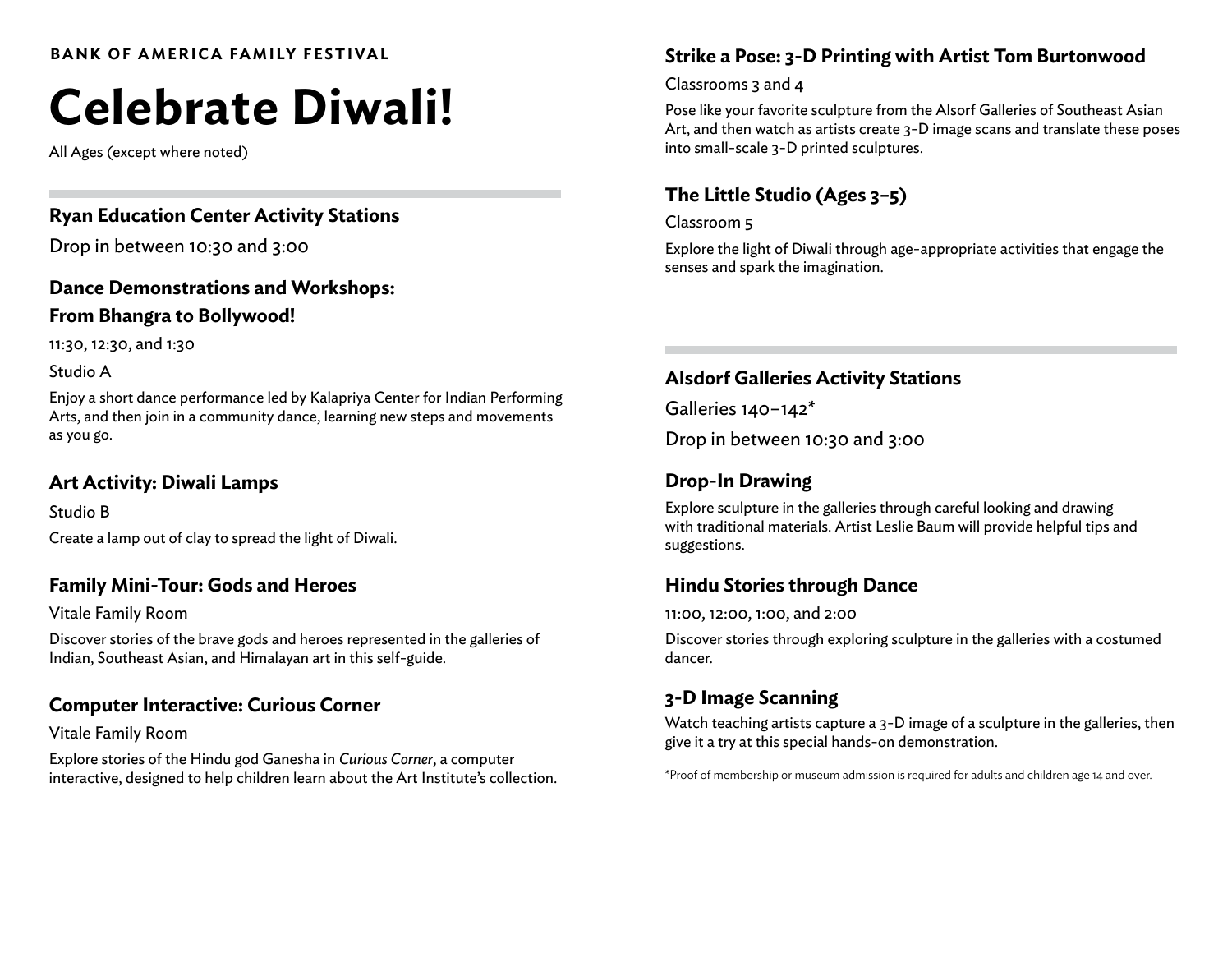**BANK OF AMERICA FAMILY FESTIVAL**

# Celebrate Diwali!

All Ages (except where noted)

## Ryan Education Center Activity Stations

Drop in between 10:30 and 3:00

### Dance Demonstrations and Workshops: From Bhangra to Bollywood!

11:30, 12:30, and 1:30

Studio A

Enjoy a short dance performance led by Kalapriya Center for Indian Performing Arts, and then join in a community dance, learning new steps and movements as you go.

### Art Activity: Diwali Lamps

Studio B

Create a lamp out of clay to spread the light of Diwali.

### Family Mini-Tour: Gods and Heroes

Vitale Family Room

Discover stories of the brave gods and heroes represented in the galleries of Indian, Southeast Asian, and Himalayan art in this self-guide.

### Computer Interactive: Curious Corner

Vitale Family Room

Explore stories of the Hindu god Ganesha in *Curious Corner*, a computer interactive, designed to help children learn about the Art Institute's collection.

### Strike a Pose: 3-D Printing with Artist Tom Burtonwood

Classrooms 3 and 4

Pose like your favorite sculpture from the Alsorf Galleries of Southeast Asian Art, and then watch as artists create 3-D image scans and translate these poses into small-scale 3-D printed sculptures.

### The Little Studio (Ages 3–5)

Classroom 5

Explore the light of Diwali through age-appropriate activities that engage the senses and spark the imagination.

## Alsdorf Galleries Activity Stations

Galleries 140–142*

Drop in between 10:30 and 3:00

### Drop-In Drawing

Explore sculpture in the galleries through careful looking and drawing with traditional materials. Artist Leslie Baum will provide helpful tips and suggestions.

### Hindu Stories through Dance

11:00, 12:00, 1:00, and 2:00

Discover stories through exploring sculpture in the galleries with a costumed dancer.

### 3-D Image Scanning

Watch teaching artists capture a 3-D image of a sculpture in the galleries, then give it a try at this special hands-on demonstration.

*Proof of membership or museum admission is required for adults and children age 14 and over.